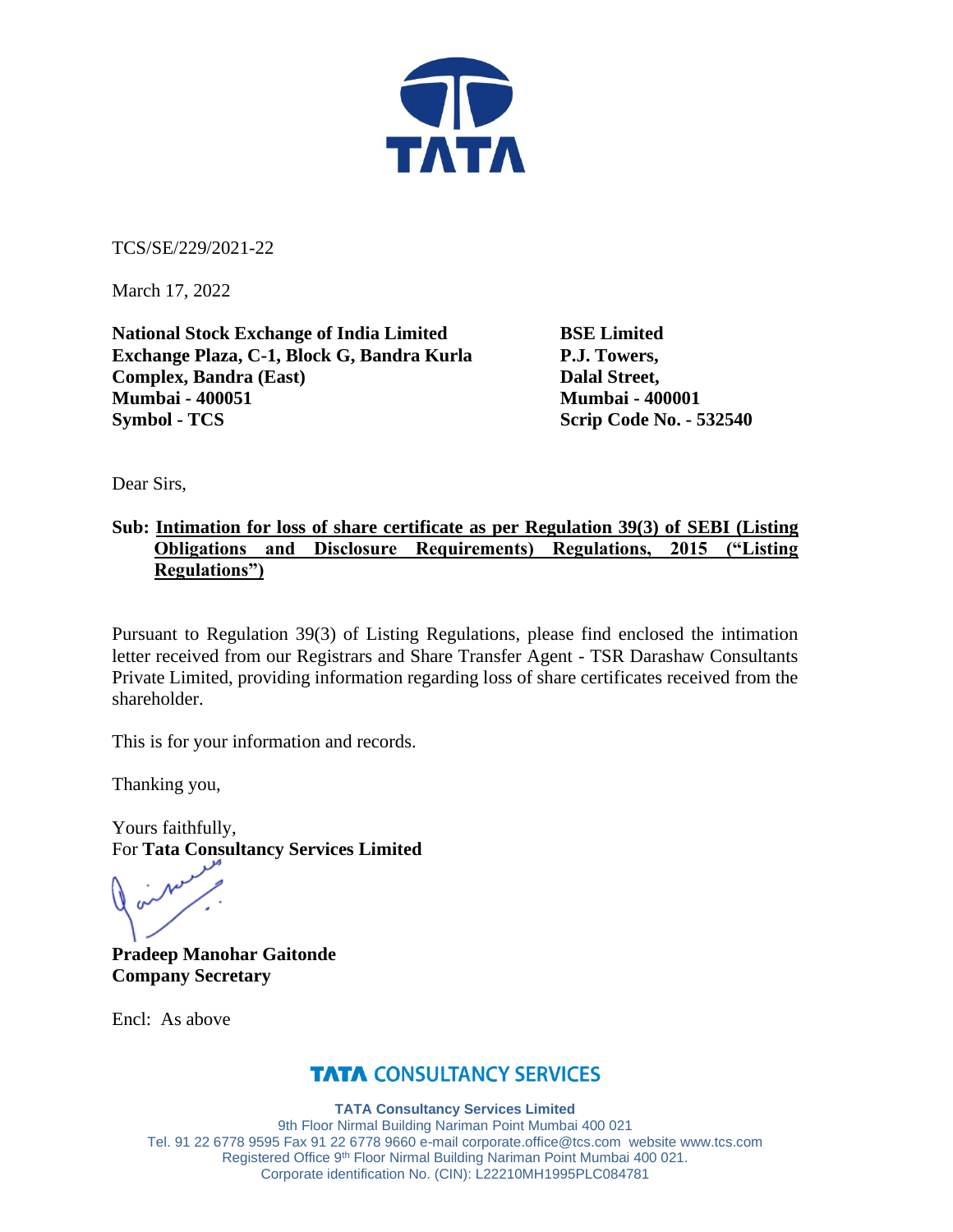TCS/SE/229/2021-22

March 17, 2022

| | |
|---|---|
| **National Stock Exchange of India Limited** | **BSE Limited** |
| **Exchange Plaza, C-1, Block G, Bandra Kurla Complex, Bandra (East)** | **P.J. Towers, Dalal Street,** |
| **Mumbai - 400051** | **Mumbai - 400001** |
| **Symbol - TCS** | **Scrip Code No. - 532540** |

Dear Sirs,

**Sub: Intimation for loss of share certificate as per Regulation 39(3) of SEBI (Listing Obligations and Disclosure Requirements) Regulations, 2015 ("Listing Regulations")**

Pursuant to Regulation 39(3) of Listing Regulations, please find enclosed the intimation letter received from our Registrars and Share Transfer Agent - TSR Darashaw Consultants Private Limited, providing information regarding loss of share certificates received from the shareholder.

This is for your information and records.

Thanking you,

Yours faithfully,
For **Tata Consultancy Services Limited**

**Pradeep Manohar Gaitonde**
**Company Secretary**

Encl: As above

**TATA CONSULTANCY SERVICES**

**TATA Consultancy Services Limited**
9th Floor Nirmal Building Nariman Point Mumbai 400 021
Tel. 91 22 6778 9595 Fax 91 22 6778 9660 e-mail corporate.office@tcs.com website www.tcs.com
Registered Office 9th Floor Nirmal Building Nariman Point Mumbai 400 021.
Corporate identification No. (CIN): L22210MH1995PLC084781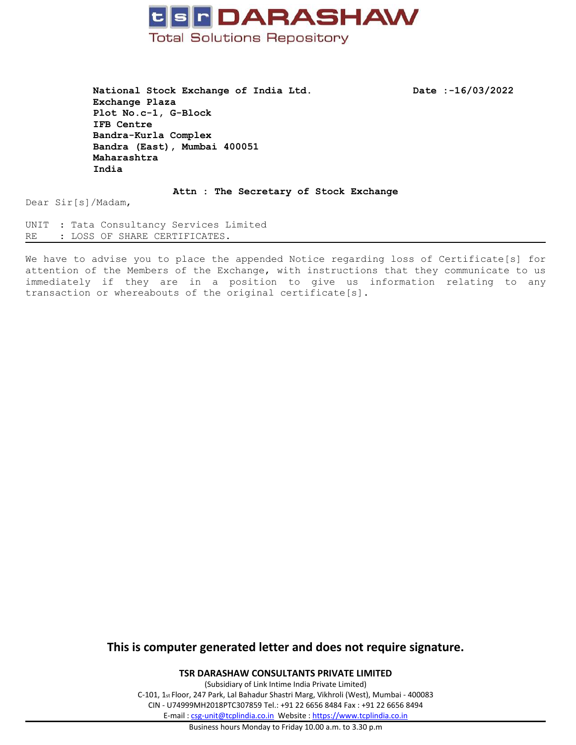**TSR DARASHAW**

Total Solutions Repository

**National Stock Exchange of India Ltd.**
**Exchange Plaza**
**Plot No.c-1, G-Block**
**IFB Centre**
**Bandra-Kurla Complex**
**Bandra (East), Mumbai 400051**
**Maharashtra**
**India**

**Date :-16/03/2022**

**Attn : The Secretary of Stock Exchange**

Dear Sir[s]/Madam,

UNIT : Tata Consultancy Services Limited
RE : LOSS OF SHARE CERTIFICATES.

---

We have to advise you to place the appended Notice regarding loss of Certificate[s] for attention of the Members of the Exchange, with instructions that they communicate to us immediately if they are in a position to give us information relating to any transaction or whereabouts of the original certificate[s].

**This is computer generated letter and does not require signature.**

**TSR DARASHAW CONSULTANTS PRIVATE LIMITED**

(Subsidiary of Link Intime India Private Limited)

C-101, 1st Floor, 247 Park, Lal Bahadur Shastri Marg, Vikhroli (West), Mumbai - 400083

CIN - U74999MH2018PTC307859 Tel.: +91 22 6656 8484 Fax : +91 22 6656 8494

E-mail : csg-unit@tcplindia.co.in Website : https://www.tcplindia.co.in

Business hours Monday to Friday 10.00 a.m. to 3.30 p.m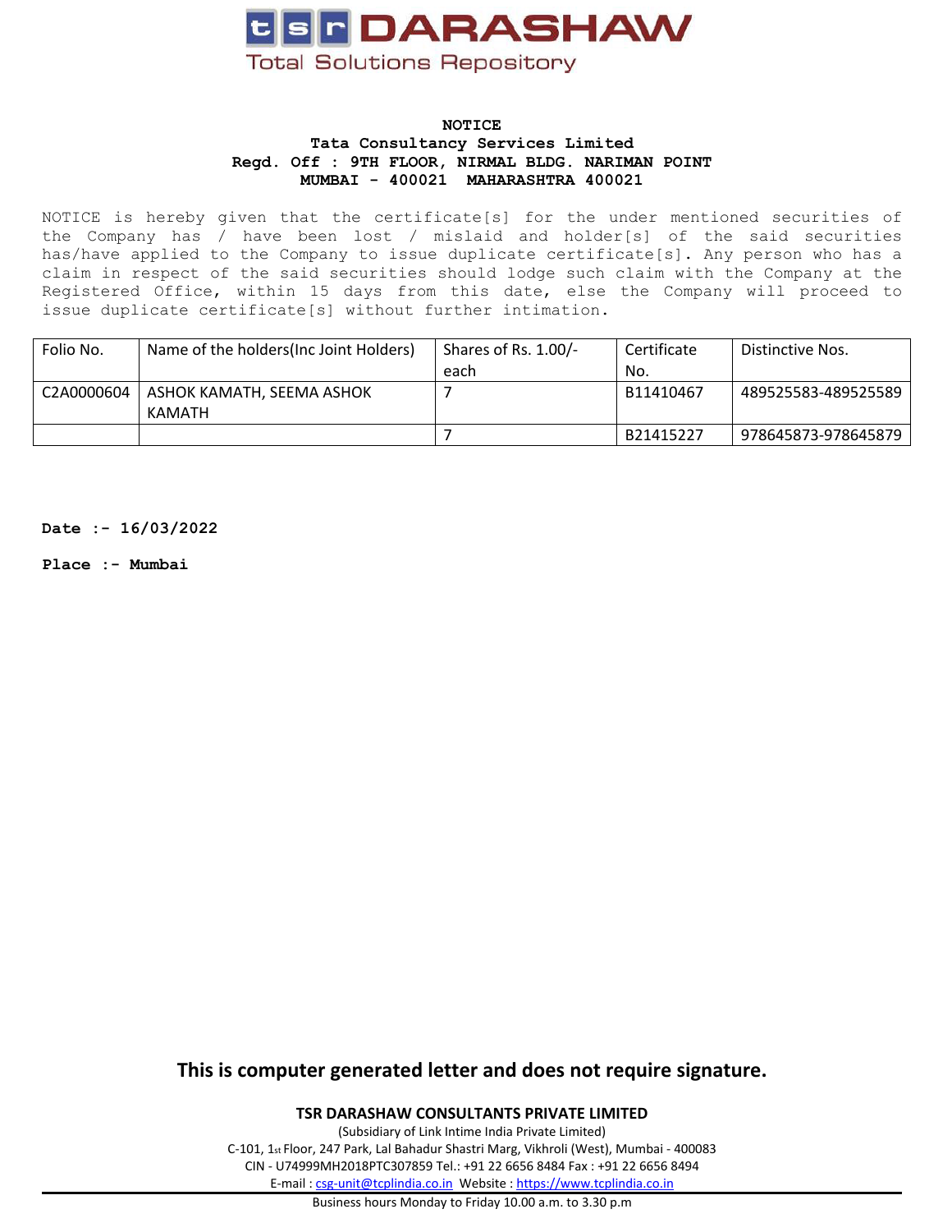**tsr DARASHAW**
Total Solutions Repository

**NOTICE**
**Tata Consultancy Services Limited**
**Regd. Off : 9TH FLOOR, NIRMAL BLDG. NARIMAN POINT**
**MUMBAI - 400021 MAHARASHTRA 400021**

NOTICE is hereby given that the certificate[s] for the under mentioned securities of the Company has / have been lost / mislaid and holder[s] of the said securities has/have applied to the Company to issue duplicate certificate[s]. Any person who has a claim in respect of the said securities should lodge such claim with the Company at the Registered Office, within 15 days from this date, else the Company will proceed to issue duplicate certificate[s] without further intimation.

| Folio No. | Name of the holders(Inc Joint Holders) | Shares of Rs. 1.00/- each | Certificate No. | Distinctive Nos. |
|---|---|---|---|---|
| C2A0000604 | ASHOK KAMATH, SEEMA ASHOK KAMATH | 7 | B11410467 | 489525583-489525589 |
| | | 7 | B21415227 | 978645873-978645879 |

**Date :- 16/03/2022**

**Place :- Mumbai**

**This is computer generated letter and does not require signature.**

**TSR DARASHAW CONSULTANTS PRIVATE LIMITED**
(Subsidiary of Link Intime India Private Limited)
C-101, 1st Floor, 247 Park, Lal Bahadur Shastri Marg, Vikhroli (West), Mumbai - 400083
CIN - U74999MH2018PTC307859 Tel.: +91 22 6656 8484 Fax : +91 22 6656 8494
E-mail : csg-unit@tcplindia.co.in Website : https://www.tcplindia.co.in
Business hours Monday to Friday 10.00 a.m. to 3.30 p.m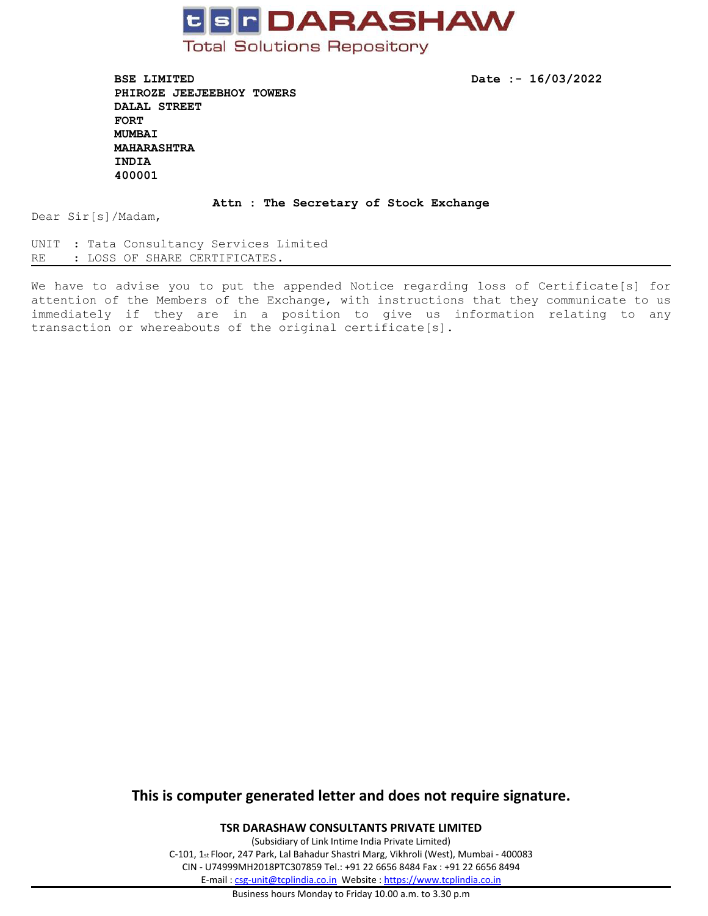# tsr DARASHAW

Total Solutions Repository

**BSE LIMITED**
**PHIROZE JEEJEEBHOY TOWERS**
**DALAL STREET**
**FORT**
**MUMBAI**
**MAHARASHTRA**
**INDIA**
**400001**

**Date :- 16/03/2022**

**Attn : The Secretary of Stock Exchange**

Dear Sir[s]/Madam,

UNIT : Tata Consultancy Services Limited
RE : LOSS OF SHARE CERTIFICATES.

---

We have to advise you to put the appended Notice regarding loss of Certificate[s] for attention of the Members of the Exchange, with instructions that they communicate to us immediately if they are in a position to give us information relating to any transaction or whereabouts of the original certificate[s].

**This is computer generated letter and does not require signature.**

**TSR DARASHAW CONSULTANTS PRIVATE LIMITED**
(Subsidiary of Link Intime India Private Limited)
C-101, 1st Floor, 247 Park, Lal Bahadur Shastri Marg, Vikhroli (West), Mumbai - 400083
CIN - U74999MH2018PTC307859 Tel.: +91 22 6656 8484 Fax : +91 22 6656 8494
E-mail : csg-unit@tcplindia.co.in Website : https://www.tcplindia.co.in

---

Business hours Monday to Friday 10.00 a.m. to 3.30 p.m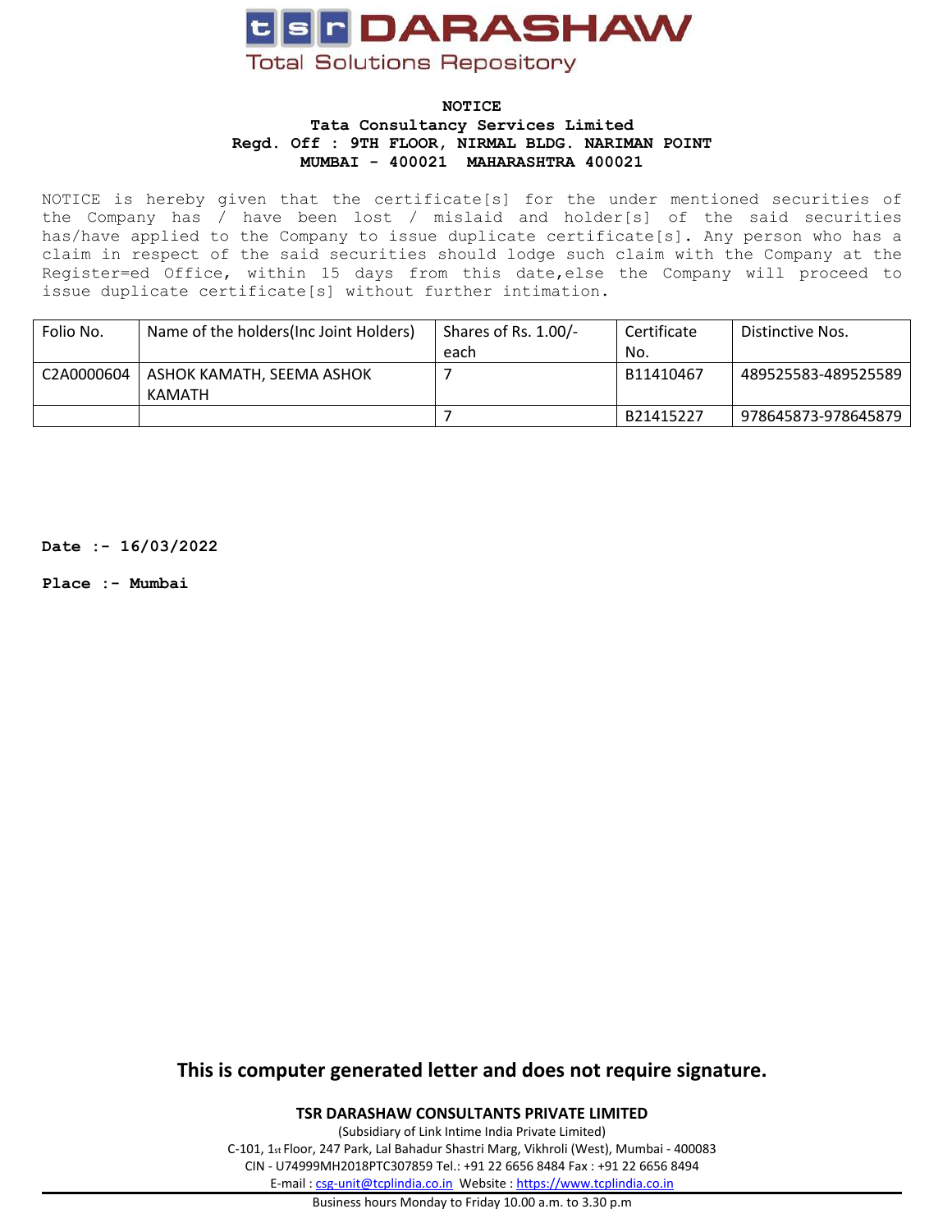tsr DARASHAW

Total Solutions Repository

**NOTICE**

**Tata Consultancy Services Limited**

**Regd. Off : 9TH FLOOR, NIRMAL BLDG. NARIMAN POINT**

**MUMBAI - 400021 MAHARASHTRA 400021**

NOTICE is hereby given that the certificate[s] for the under mentioned securities of the Company has / have been lost / mislaid and holder[s] of the said securities has/have applied to the Company to issue duplicate certificate[s]. Any person who has a claim in respect of the said securities should lodge such claim with the Company at the Register=ed Office, within 15 days from this date,else the Company will proceed to issue duplicate certificate[s] without further intimation.

| Folio No. | Name of the holders(Inc Joint Holders) | Shares of Rs. 1.00/- each | Certificate No. | Distinctive Nos. |
|---|---|---|---|---|
| C2A0000604 | ASHOK KAMATH, SEEMA ASHOK KAMATH | 7 | B11410467 | 489525583-489525589 |
| | | 7 | B21415227 | 978645873-978645879 |

**Date :- 16/03/2022**

**Place :- Mumbai**

**This is computer generated letter and does not require signature.**

**TSR DARASHAW CONSULTANTS PRIVATE LIMITED**

(Subsidiary of Link Intime India Private Limited)

C-101, 1st Floor, 247 Park, Lal Bahadur Shastri Marg, Vikhroli (West), Mumbai - 400083

CIN - U74999MH2018PTC307859 Tel.: +91 22 6656 8484 Fax : +91 22 6656 8494

E-mail : csg-unit@tcplindia.co.in Website : https://www.tcplindia.co.in

Business hours Monday to Friday 10.00 a.m. to 3.30 p.m